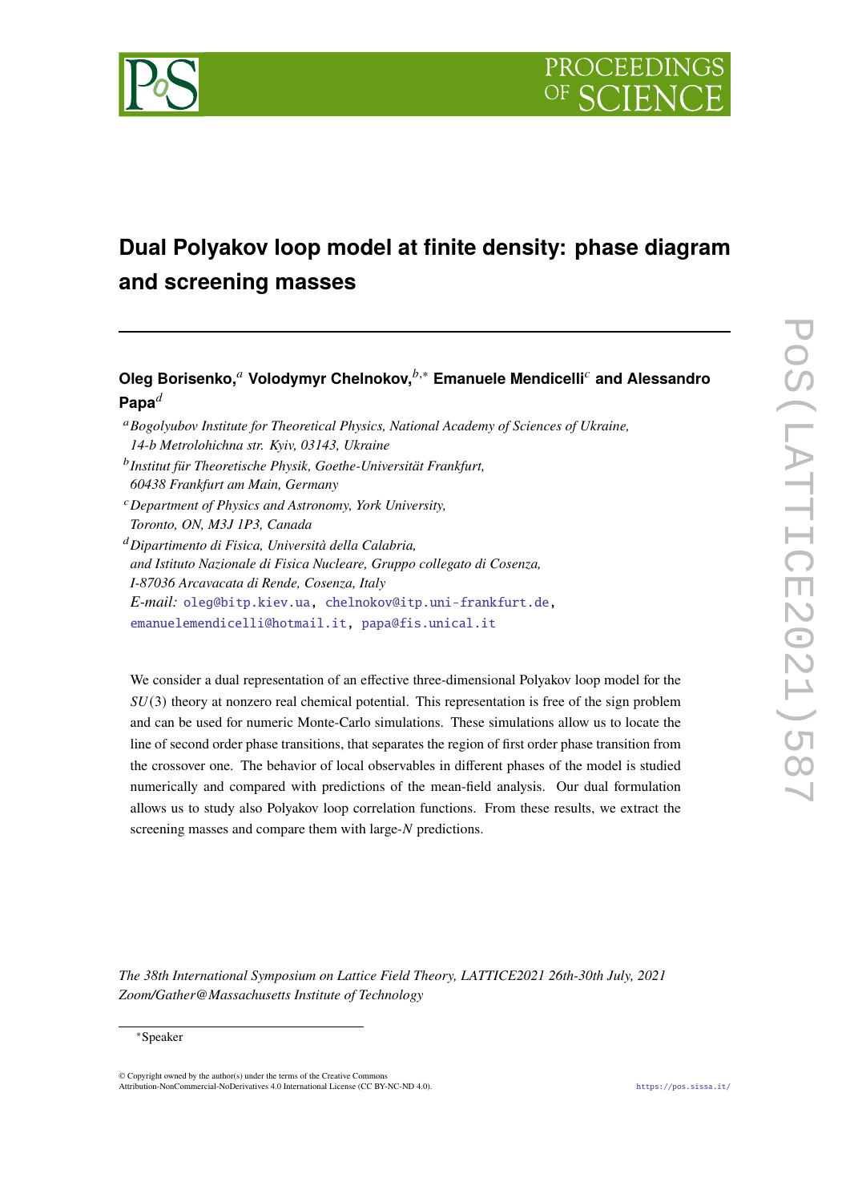# Dual Polyakov loop model at finite density: phase diagram and screening masses

**Oleg Borisenko,**[a] **Volodymyr Chelnokov,**[b,*] **Emanuele Mendicelli**[c] **and Alessandro Papa**[d]

[a] *Bogolyubov Institute for Theoretical Physics, National Academy of Sciences of Ukraine, 14-b Metrolohichna str. Kyiv, 03143, Ukraine*

[b] *Institut für Theoretische Physik, Goethe-Universität Frankfurt, 60438 Frankfurt am Main, Germany*

[c] *Department of Physics and Astronomy, York University, Toronto, ON, M3J 1P3, Canada*

[d] *Dipartimento di Fisica, Università della Calabria, and Istituto Nazionale di Fisica Nucleare, Gruppo collegato di Cosenza, I-87036 Arcavacata di Rende, Cosenza, Italy*

*E-mail:* oleg@bitp.kiev.ua, chelnokov@itp.uni-frankfurt.de, emanuelemendicelli@hotmail.it, papa@fis.unical.it

We consider a dual representation of an effective three-dimensional Polyakov loop model for the $SU(3)$ theory at nonzero real chemical potential. This representation is free of the sign problem and can be used for numeric Monte-Carlo simulations. These simulations allow us to locate the line of second order phase transitions, that separates the region of first order phase transition from the crossover one. The behavior of local observables in different phases of the model is studied numerically and compared with predictions of the mean-field analysis. Our dual formulation allows us to study also Polyakov loop correlation functions. From these results, we extract the screening masses and compare them with large-$N$ predictions.

*The 38th International Symposium on Lattice Field Theory, LATTICE2021 26th-30th July, 2021 Zoom/Gather@Massachusetts Institute of Technology*

*Speaker

© Copyright owned by the author(s) under the terms of the Creative Commons Attribution-NonCommercial-NoDerivatives 4.0 International License (CC BY-NC-ND 4.0).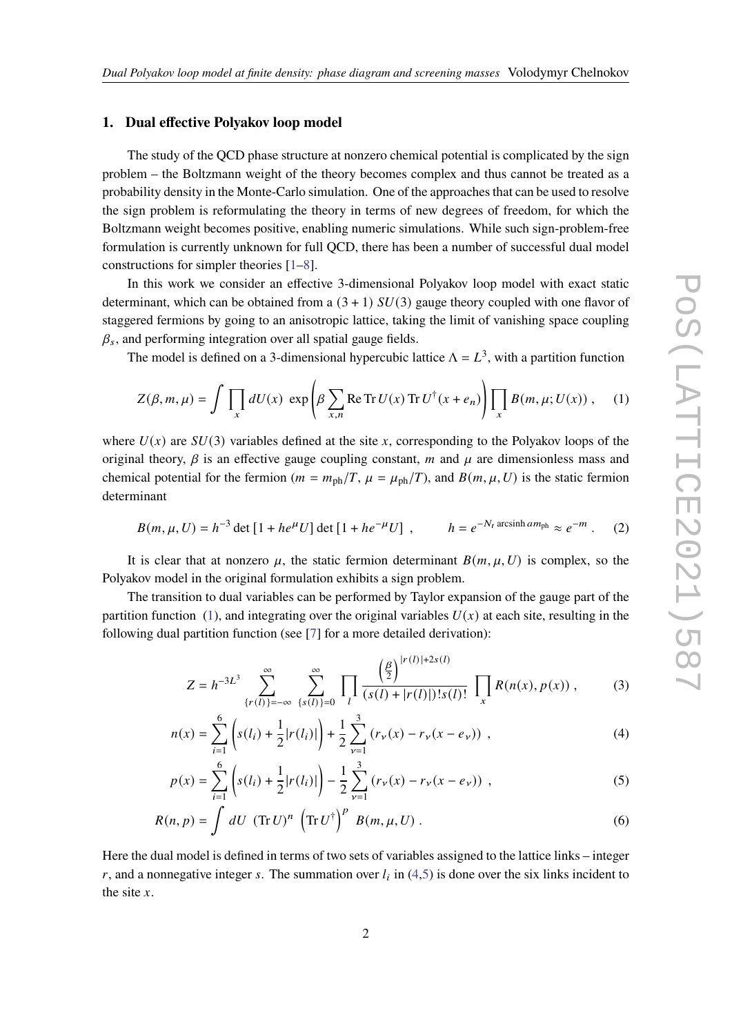## 1. Dual effective Polyakov loop model

The study of the QCD phase structure at nonzero chemical potential is complicated by the sign problem – the Boltzmann weight of the theory becomes complex and thus cannot be treated as a probability density in the Monte-Carlo simulation. One of the approaches that can be used to resolve the sign problem is reformulating the theory in terms of new degrees of freedom, for which the Boltzmann weight becomes positive, enabling numeric simulations. While such sign-problem-free formulation is currently unknown for full QCD, there has been a number of successful dual model constructions for simpler theories [1–8].

In this work we consider an effective 3-dimensional Polyakov loop model with exact static determinant, which can be obtained from a $(3+1)$ $SU(3)$ gauge theory coupled with one flavor of staggered fermions by going to an anisotropic lattice, taking the limit of vanishing space coupling $\beta_s$, and performing integration over all spatial gauge fields.

The model is defined on a 3-dimensional hypercubic lattice $\Lambda = L^3$, with a partition function

$$Z(\beta, m, \mu) = \int \prod_x dU(x)\ \exp\left(\beta \sum_{x,n} \mathrm{Re}\,\mathrm{Tr}\, U(x)\, \mathrm{Tr}\, U^\dagger(x+e_n)\right) \prod_x B(m, \mu; U(x))\ , \tag{1}$$

where $U(x)$ are $SU(3)$ variables defined at the site $x$, corresponding to the Polyakov loops of the original theory, $\beta$ is an effective gauge coupling constant, $m$ and $\mu$ are dimensionless mass and chemical potential for the fermion ($m = m_{\mathrm{ph}}/T$, $\mu = \mu_{\mathrm{ph}}/T$), and $B(m, \mu, U)$ is the static fermion determinant

$$B(m, \mu, U) = h^{-3} \det\left[1 + h e^{\mu} U\right] \det\left[1 + h e^{-\mu} U\right]\ , \qquad h = e^{-N_t \,\mathrm{arcsinh}\, a m_{\mathrm{ph}}} \approx e^{-m}\ . \tag{2}$$

It is clear that at nonzero $\mu$, the static fermion determinant $B(m, \mu, U)$ is complex, so the Polyakov model in the original formulation exhibits a sign problem.

The transition to dual variables can be performed by Taylor expansion of the gauge part of the partition function (1), and integrating over the original variables $U(x)$ at each site, resulting in the following dual partition function (see [7] for a more detailed derivation):

$$Z = h^{-3L^3} \sum_{\{r(l)\}=-\infty}^{\infty} \sum_{\{s(l)\}=0}^{\infty} \prod_l \frac{\left(\frac{\beta}{2}\right)^{|r(l)|+2s(l)}}{(s(l)+|r(l)|)!\,s(l)!} \prod_x R(n(x), p(x))\ , \tag{3}$$

$$n(x) = \sum_{i=1}^{6} \left(s(l_i) + \frac{1}{2}|r(l_i)|\right) + \frac{1}{2} \sum_{\nu=1}^{3} \left(r_\nu(x) - r_\nu(x - e_\nu)\right)\ , \tag{4}$$

$$p(x) = \sum_{i=1}^{6} \left(s(l_i) + \frac{1}{2}|r(l_i)|\right) - \frac{1}{2} \sum_{\nu=1}^{3} \left(r_\nu(x) - r_\nu(x - e_\nu)\right)\ , \tag{5}$$

$$R(n, p) = \int dU\ (\mathrm{Tr}\, U)^n \left(\mathrm{Tr}\, U^\dagger\right)^p\ B(m, \mu, U)\ . \tag{6}$$

Here the dual model is defined in terms of two sets of variables assigned to the lattice links – integer $r$, and a nonnegative integer $s$. The summation over $l_i$ in (4,5) is done over the six links incident to the site $x$.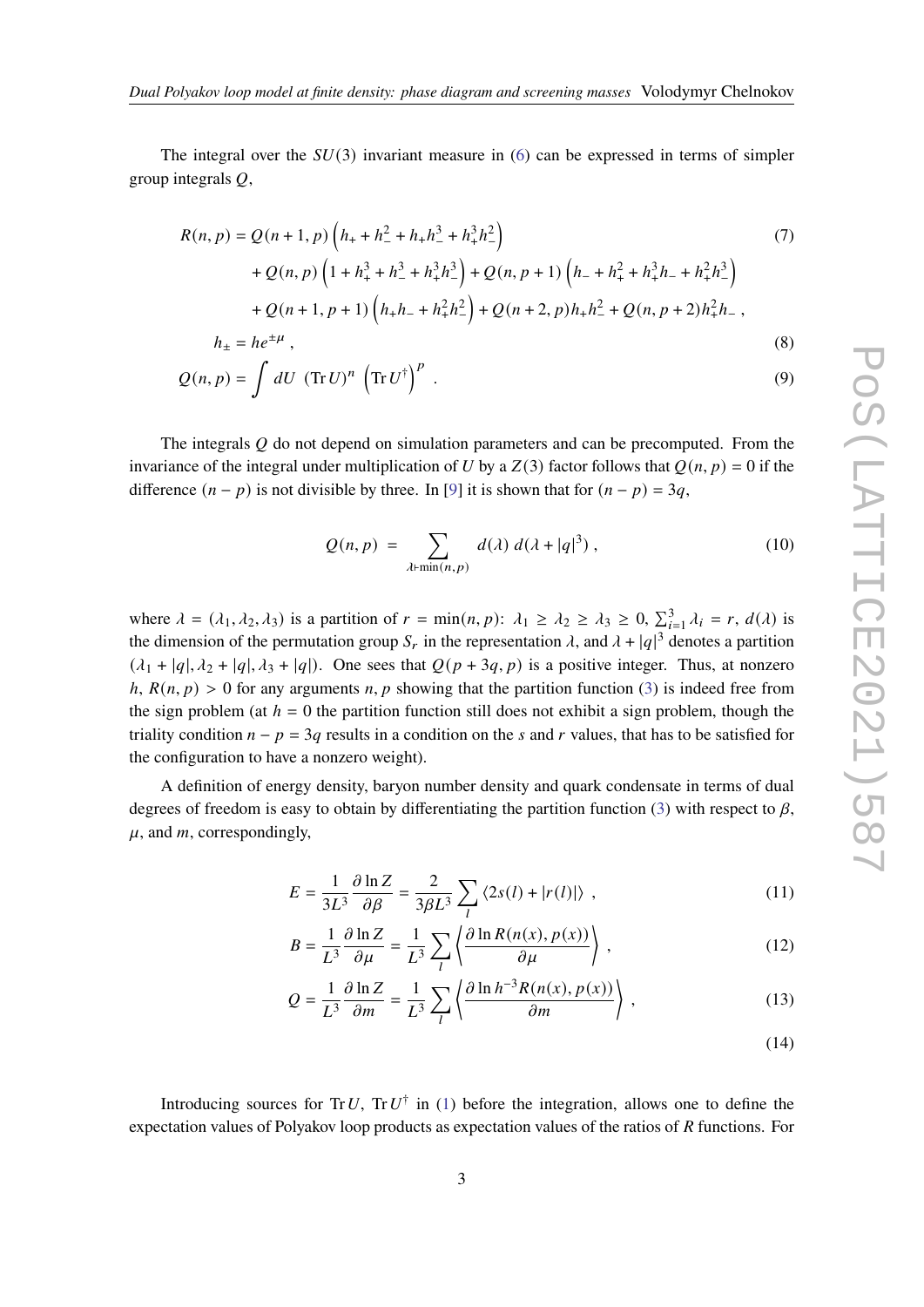The integral over the $SU(3)$ invariant measure in (6) can be expressed in terms of simpler group integrals $Q$,

$$
\begin{aligned}
R(n,p) = Q(n+1,p)&\left(h_+ + h_-^2 + h_+h_-^3 + h_+^3h_-^2\right) \\
&+ Q(n,p)\left(1 + h_+^3 + h_-^3 + h_+^3h_-^3\right) + Q(n,p+1)\left(h_- + h_+^2 + h_+^3h_- + h_+^2h_-^3\right) \\
&+ Q(n+1,p+1)\left(h_+h_- + h_+^2h_-^2\right) + Q(n+2,p)h_+h_-^2 + Q(n,p+2)h_+^2h_- \,,
\end{aligned}
\tag{7}
$$

$$
h_\pm = he^{\pm\mu} \,, \tag{8}
$$

$$
Q(n,p) = \int dU \, \left(\operatorname{Tr} U\right)^n \left(\operatorname{Tr} U^\dagger\right)^p \,. \tag{9}
$$

The integrals $Q$ do not depend on simulation parameters and can be precomputed. From the invariance of the integral under multiplication of $U$ by a $Z(3)$ factor follows that $Q(n,p) = 0$ if the difference $(n-p)$ is not divisible by three. In [9] it is shown that for $(n-p) = 3q$,

$$
Q(n,p) \;=\; \sum_{\lambda \vdash \min(n,p)} d(\lambda)\; d(\lambda + |q|^3) \,, \tag{10}
$$

where $\lambda = (\lambda_1, \lambda_2, \lambda_3)$ is a partition of $r = \min(n,p)$: $\lambda_1 \geq \lambda_2 \geq \lambda_3 \geq 0$, $\sum_{i=1}^{3} \lambda_i = r$, $d(\lambda)$ is the dimension of the permutation group $S_r$ in the representation $\lambda$, and $\lambda + |q|^3$ denotes a partition $(\lambda_1 + |q|, \lambda_2 + |q|, \lambda_3 + |q|)$. One sees that $Q(p+3q,p)$ is a positive integer. Thus, at nonzero $h$, $R(n,p) > 0$ for any arguments $n, p$ showing that the partition function (3) is indeed free from the sign problem (at $h = 0$ the partition function still does not exhibit a sign problem, though the triality condition $n - p = 3q$ results in a condition on the $s$ and $r$ values, that has to be satisfied for the configuration to have a nonzero weight).

A definition of energy density, baryon number density and quark condensate in terms of dual degrees of freedom is easy to obtain by differentiating the partition function (3) with respect to $\beta$, $\mu$, and $m$, correspondingly,

$$
E = \frac{1}{3L^3}\frac{\partial \ln Z}{\partial \beta} = \frac{2}{3\beta L^3}\sum_l \left\langle 2s(l) + |r(l)| \right\rangle \,, \tag{11}
$$

$$
B = \frac{1}{L^3}\frac{\partial \ln Z}{\partial \mu} = \frac{1}{L^3}\sum_l \left\langle \frac{\partial \ln R(n(x),p(x))}{\partial \mu} \right\rangle \,, \tag{12}
$$

$$
Q = \frac{1}{L^3}\frac{\partial \ln Z}{\partial m} = \frac{1}{L^3}\sum_l \left\langle \frac{\partial \ln h^{-3} R(n(x),p(x))}{\partial m} \right\rangle \,, \tag{13}
$$

$$
\tag{14}
$$

Introducing sources for $\operatorname{Tr} U$, $\operatorname{Tr} U^\dagger$ in (1) before the integration, allows one to define the expectation values of Polyakov loop products as expectation values of the ratios of $R$ functions. For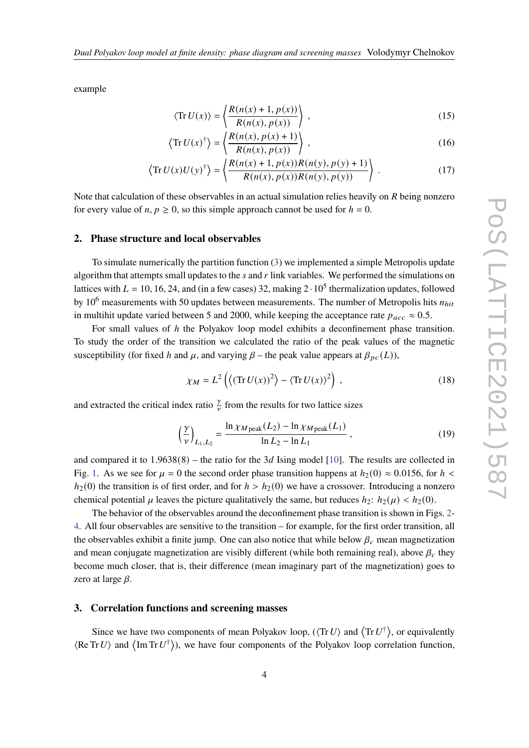example

$$\langle \operatorname{Tr} U(x) \rangle = \left\langle \frac{R(n(x)+1, p(x))}{R(n(x), p(x))} \right\rangle , \tag{15}$$

$$\left\langle \operatorname{Tr} U(x)^\dagger \right\rangle = \left\langle \frac{R(n(x), p(x)+1)}{R(n(x), p(x))} \right\rangle , \tag{16}$$

$$\left\langle \operatorname{Tr} U(x) U(y)^\dagger \right\rangle = \left\langle \frac{R(n(x)+1, p(x)) R(n(y), p(y)+1)}{R(n(x), p(x)) R(n(y), p(y))} \right\rangle . \tag{17}$$

Note that calculation of these observables in an actual simulation relies heavily on $R$ being nonzero for every value of $n, p \geq 0$, so this simple approach cannot be used for $h = 0$.

## 2. Phase structure and local observables

To simulate numerically the partition function (3) we implemented a simple Metropolis update algorithm that attempts small updates to the $s$ and $r$ link variables. We performed the simulations on lattices with $L = 10, 16, 24$, and (in a few cases) 32, making $2 \cdot 10^5$ thermalization updates, followed by $10^6$ measurements with 50 updates between measurements. The number of Metropolis hits $n_{hit}$ in multihit update varied between 5 and 2000, while keeping the acceptance rate $p_{acc} \approx 0.5$.

For small values of $h$ the Polyakov loop model exhibits a deconfinement phase transition. To study the order of the transition we calculated the ratio of the peak values of the magnetic susceptibility (for fixed $h$ and $\mu$, and varying $\beta$ – the peak value appears at $\beta_{pc}(L)$),

$$\chi_M = L^2 \left( \left\langle (\operatorname{Tr} U(x))^2 \right\rangle - \langle \operatorname{Tr} U(x) \rangle^2 \right) , \tag{18}$$

and extracted the critical index ratio $\frac{\gamma}{\nu}$ from the results for two lattice sizes

$$\left( \frac{\gamma}{\nu} \right)_{L_1, L_2} = \frac{\ln \chi_{M\,\text{peak}}(L_2) - \ln \chi_{M\,\text{peak}}(L_1)}{\ln L_2 - \ln L_1} , \tag{19}$$

and compared it to $1.9638(8)$ – the ratio for the $3d$ Ising model [10]. The results are collected in Fig. 1. As we see for $\mu = 0$ the second order phase transition happens at $h_2(0) \approx 0.0156$, for $h < h_2(0)$ the transition is of first order, and for $h > h_2(0)$ we have a crossover. Introducing a nonzero chemical potential $\mu$ leaves the picture qualitatively the same, but reduces $h_2$: $h_2(\mu) < h_2(0)$.

The behavior of the observables around the deconfinement phase transition is shown in Figs. 2-4. All four observables are sensitive to the transition – for example, for the first order transition, all the observables exhibit a finite jump. One can also notice that while below $\beta_c$ mean magnetization and mean conjugate magnetization are visibly different (while both remaining real), above $\beta_c$ they become much closer, that is, their difference (mean imaginary part of the magnetization) goes to zero at large $\beta$.

## 3. Correlation functions and screening masses

Since we have two components of mean Polyakov loop, ($\langle \operatorname{Tr} U \rangle$ and $\left\langle \operatorname{Tr} U^\dagger \right\rangle$, or equivalently $\langle \operatorname{Re} \operatorname{Tr} U \rangle$ and $\left\langle \operatorname{Im} \operatorname{Tr} U^\dagger \right\rangle$), we have four components of the Polyakov loop correlation function,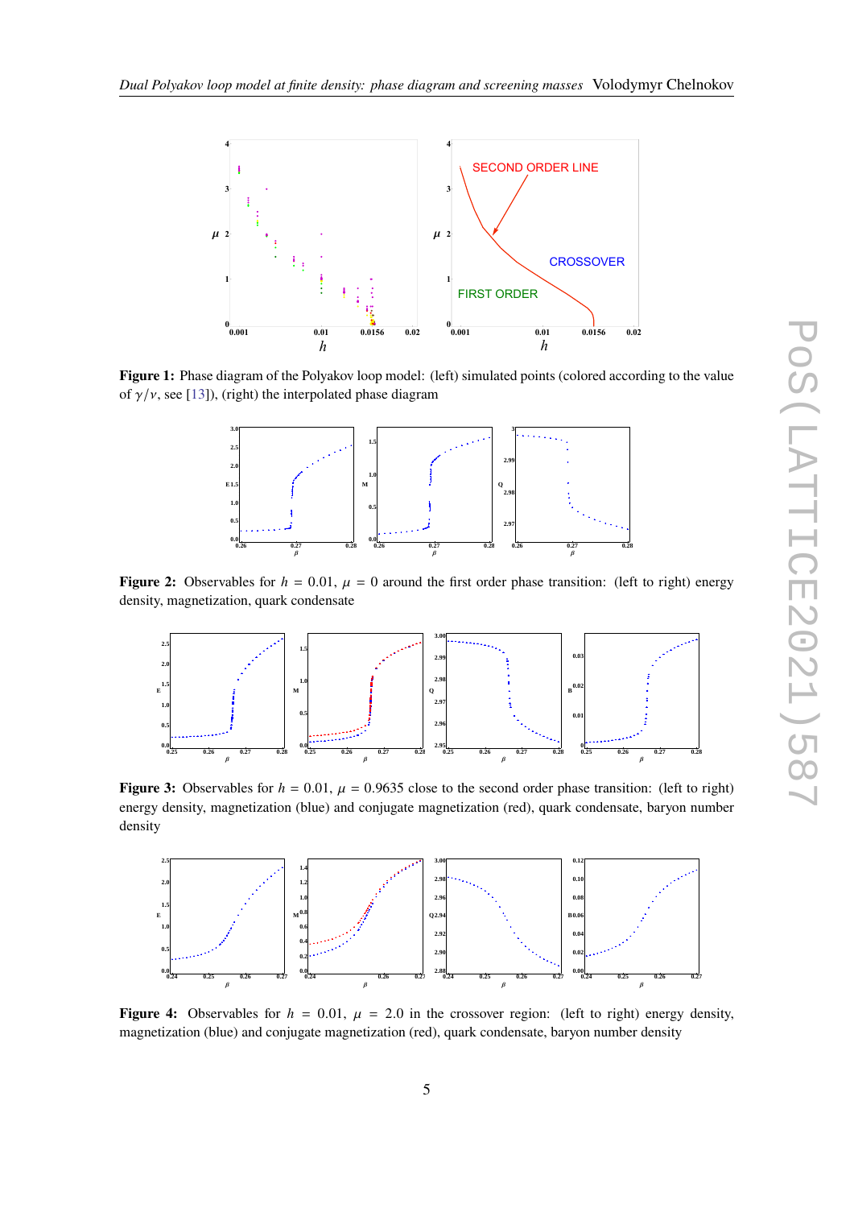**Figure 1:** Phase diagram of the Polyakov loop model: (left) simulated points (colored according to the value of $\gamma/\nu$, see [13]), (right) the interpolated phase diagram

**Figure 2:** Observables for $h = 0.01$, $\mu = 0$ around the first order phase transition: (left to right) energy density, magnetization, quark condensate

**Figure 3:** Observables for $h = 0.01$, $\mu = 0.9635$ close to the second order phase transition: (left to right) energy density, magnetization (blue) and conjugate magnetization (red), quark condensate, baryon number density

**Figure 4:** Observables for $h = 0.01$, $\mu = 2.0$ in the crossover region: (left to right) energy density, magnetization (blue) and conjugate magnetization (red), quark condensate, baryon number density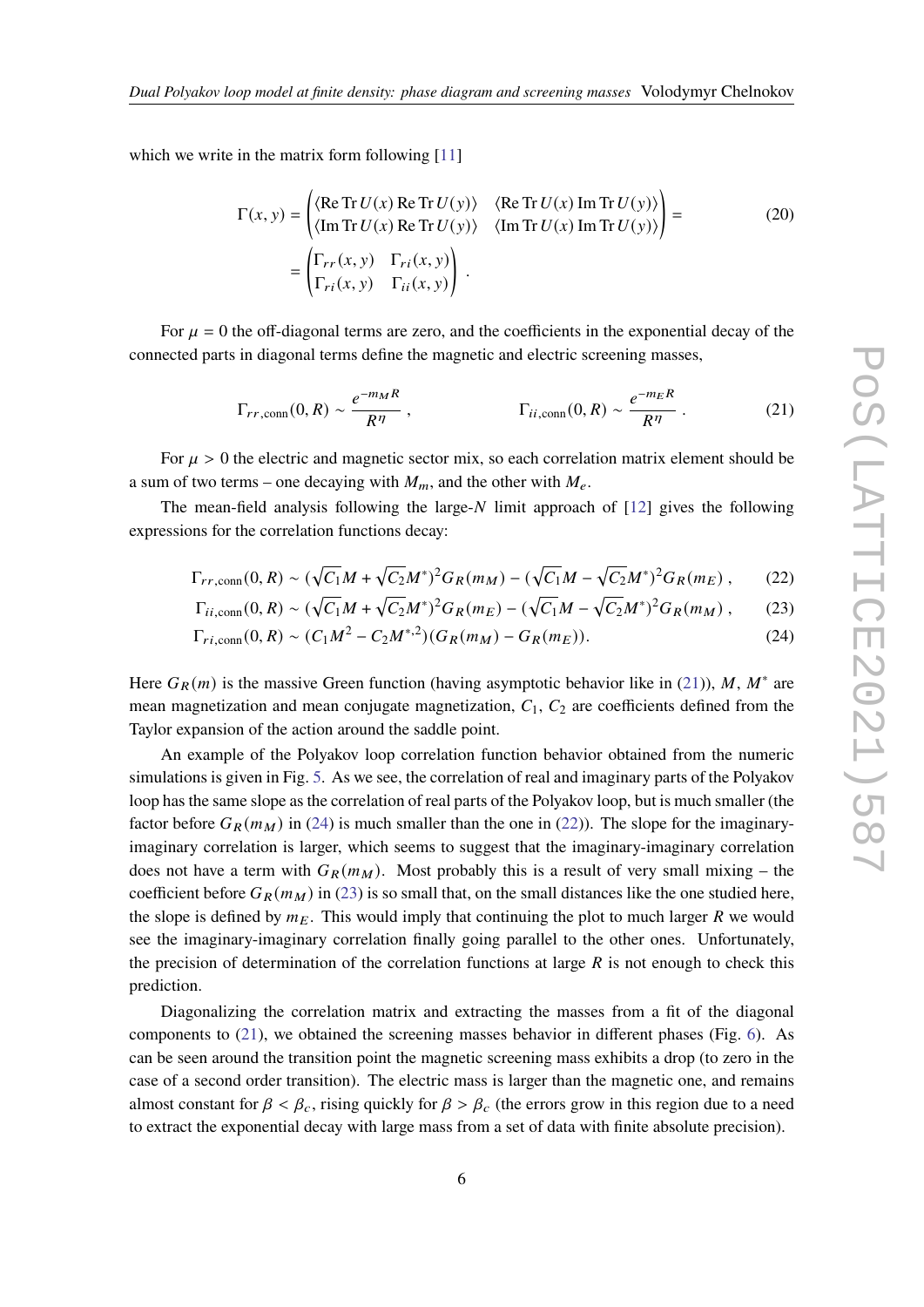which we write in the matrix form following [11]

$$\Gamma(x,y) = \begin{pmatrix} \langle \mathrm{Re}\,\mathrm{Tr}\,U(x)\,\mathrm{Re}\,\mathrm{Tr}\,U(y)\rangle & \langle \mathrm{Re}\,\mathrm{Tr}\,U(x)\,\mathrm{Im}\,\mathrm{Tr}\,U(y)\rangle \\ \langle \mathrm{Im}\,\mathrm{Tr}\,U(x)\,\mathrm{Re}\,\mathrm{Tr}\,U(y)\rangle & \langle \mathrm{Im}\,\mathrm{Tr}\,U(x)\,\mathrm{Im}\,\mathrm{Tr}\,U(y)\rangle \end{pmatrix} = \tag{20}$$
$$= \begin{pmatrix} \Gamma_{rr}(x,y) & \Gamma_{ri}(x,y) \\ \Gamma_{ri}(x,y) & \Gamma_{ii}(x,y) \end{pmatrix} .$$

For $\mu = 0$ the off-diagonal terms are zero, and the coefficients in the exponential decay of the connected parts in diagonal terms define the magnetic and electric screening masses,

$$\Gamma_{rr,\mathrm{conn}}(0,R) \sim \frac{e^{-m_M R}}{R^\eta} , \qquad \Gamma_{ii,\mathrm{conn}}(0,R) \sim \frac{e^{-m_E R}}{R^\eta} . \tag{21}$$

For $\mu > 0$ the electric and magnetic sector mix, so each correlation matrix element should be a sum of two terms – one decaying with $M_m$, and the other with $M_e$.

The mean-field analysis following the large-$N$ limit approach of [12] gives the following expressions for the correlation functions decay:

$$\Gamma_{rr,\mathrm{conn}}(0,R) \sim (\sqrt{C_1}M + \sqrt{C_2}M^*)^2 G_R(m_M) - (\sqrt{C_1}M - \sqrt{C_2}M^*)^2 G_R(m_E) , \tag{22}$$
$$\Gamma_{ii,\mathrm{conn}}(0,R) \sim (\sqrt{C_1}M + \sqrt{C_2}M^*)^2 G_R(m_E) - (\sqrt{C_1}M - \sqrt{C_2}M^*)^2 G_R(m_M) , \tag{23}$$
$$\Gamma_{ri,\mathrm{conn}}(0,R) \sim (C_1 M^2 - C_2 M^{*,2})(G_R(m_M) - G_R(m_E)). \tag{24}$$

Here $G_R(m)$ is the massive Green function (having asymptotic behavior like in (21)), $M$, $M^*$ are mean magnetization and mean conjugate magnetization, $C_1$, $C_2$ are coefficients defined from the Taylor expansion of the action around the saddle point.

An example of the Polyakov loop correlation function behavior obtained from the numeric simulations is given in Fig. 5. As we see, the correlation of real and imaginary parts of the Polyakov loop has the same slope as the correlation of real parts of the Polyakov loop, but is much smaller (the factor before $G_R(m_M)$ in (24) is much smaller than the one in (22)). The slope for the imaginary-imaginary correlation is larger, which seems to suggest that the imaginary-imaginary correlation does not have a term with $G_R(m_M)$. Most probably this is a result of very small mixing – the coefficient before $G_R(m_M)$ in (23) is so small that, on the small distances like the one studied here, the slope is defined by $m_E$. This would imply that continuing the plot to much larger $R$ we would see the imaginary-imaginary correlation finally going parallel to the other ones. Unfortunately, the precision of determination of the correlation functions at large $R$ is not enough to check this prediction.

Diagonalizing the correlation matrix and extracting the masses from a fit of the diagonal components to (21), we obtained the screening masses behavior in different phases (Fig. 6). As can be seen around the transition point the magnetic screening mass exhibits a drop (to zero in the case of a second order transition). The electric mass is larger than the magnetic one, and remains almost constant for $\beta < \beta_c$, rising quickly for $\beta > \beta_c$ (the errors grow in this region due to a need to extract the exponential decay with large mass from a set of data with finite absolute precision).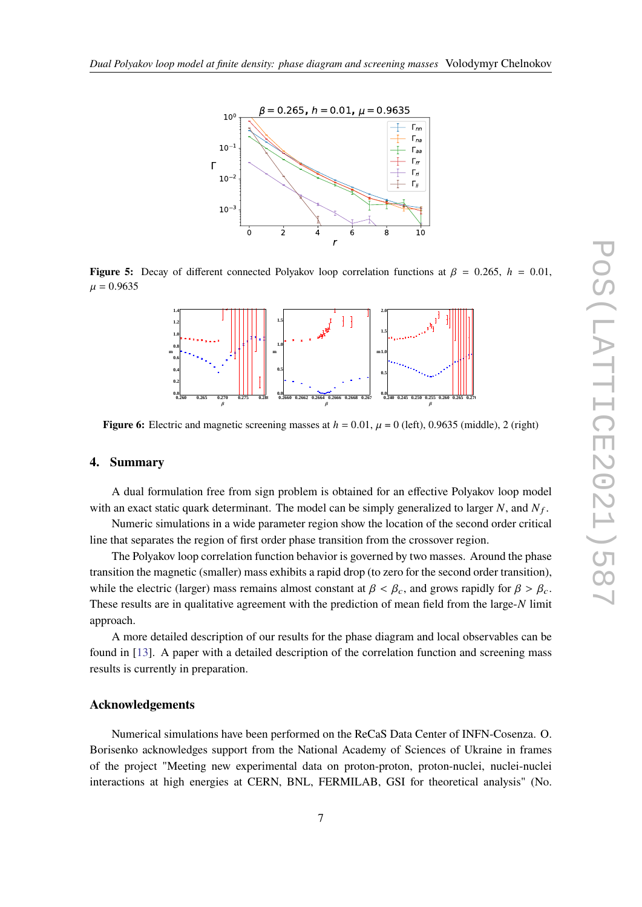Figure 5: Decay of different connected Polyakov loop correlation functions at $\beta = 0.265$, $h = 0.01$, $\mu = 0.9635$

Figure 6: Electric and magnetic screening masses at $h = 0.01$, $\mu = 0$ (left), 0.9635 (middle), 2 (right)

## 4. Summary

A dual formulation free from sign problem is obtained for an effective Polyakov loop model with an exact static quark determinant. The model can be simply generalized to larger $N$, and $N_f$.

Numeric simulations in a wide parameter region show the location of the second order critical line that separates the region of first order phase transition from the crossover region.

The Polyakov loop correlation function behavior is governed by two masses. Around the phase transition the magnetic (smaller) mass exhibits a rapid drop (to zero for the second order transition), while the electric (larger) mass remains almost constant at $\beta < \beta_c$, and grows rapidly for $\beta > \beta_c$. These results are in qualitative agreement with the prediction of mean field from the large-$N$ limit approach.

A more detailed description of our results for the phase diagram and local observables can be found in [13]. A paper with a detailed description of the correlation function and screening mass results is currently in preparation.

### Acknowledgements

Numerical simulations have been performed on the ReCaS Data Center of INFN-Cosenza. O. Borisenko acknowledges support from the National Academy of Sciences of Ukraine in frames of the project "Meeting new experimental data on proton-proton, proton-nuclei, nuclei-nuclei interactions at high energies at CERN, BNL, FERMILAB, GSI for theoretical analysis" (No.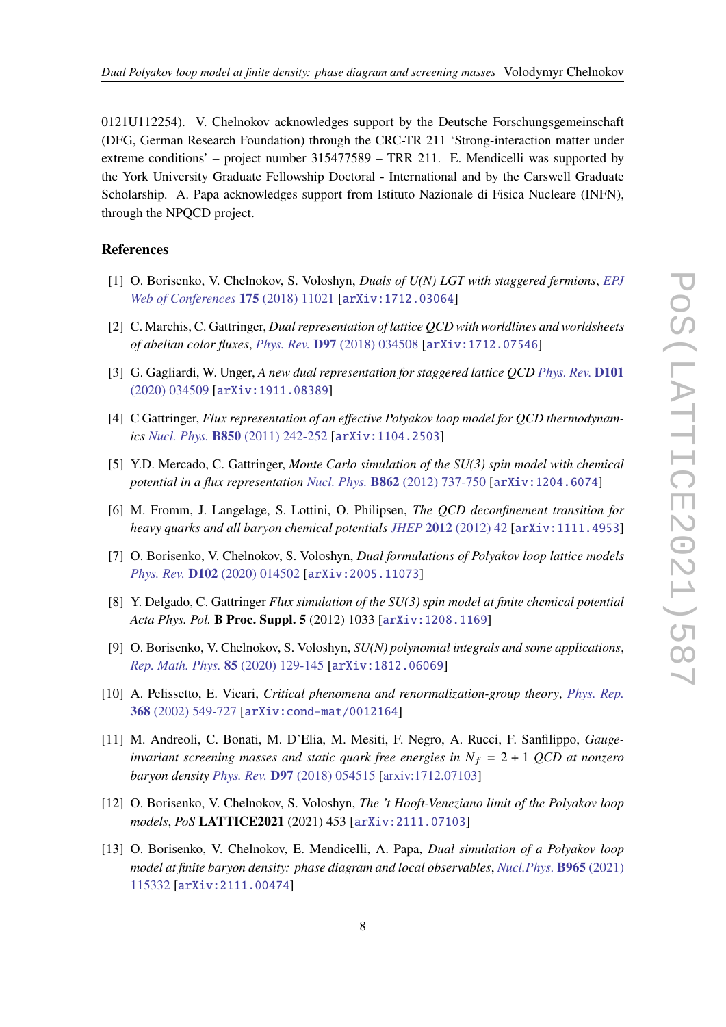0121U112254). V. Chelnokov acknowledges support by the Deutsche Forschungsgemeinschaft (DFG, German Research Foundation) through the CRC-TR 211 'Strong-interaction matter under extreme conditions' – project number 315477589 – TRR 211. E. Mendicelli was supported by the York University Graduate Fellowship Doctoral - International and by the Carswell Graduate Scholarship. A. Papa acknowledges support from Istituto Nazionale di Fisica Nucleare (INFN), through the NPQCD project.

## References

[1] O. Borisenko, V. Chelnokov, S. Voloshyn, *Duals of U(N) LGT with staggered fermions*, EPJ Web of Conferences **175** (2018) 11021 [arXiv:1712.03064]

[2] C. Marchis, C. Gattringer, *Dual representation of lattice QCD with worldlines and worldsheets of abelian color fluxes*, Phys. Rev. **D97** (2018) 034508 [arXiv:1712.07546]

[3] G. Gagliardi, W. Unger, *A new dual representation for staggered lattice QCD* Phys. Rev. **D101** (2020) 034509 [arXiv:1911.08389]

[4] C Gattringer, *Flux representation of an effective Polyakov loop model for QCD thermodynamics* Nucl. Phys. **B850** (2011) 242-252 [arXiv:1104.2503]

[5] Y.D. Mercado, C. Gattringer, *Monte Carlo simulation of the SU(3) spin model with chemical potential in a flux representation* Nucl. Phys. **B862** (2012) 737-750 [arXiv:1204.6074]

[6] M. Fromm, J. Langelage, S. Lottini, O. Philipsen, *The QCD deconfinement transition for heavy quarks and all baryon chemical potentials* JHEP **2012** (2012) 42 [arXiv:1111.4953]

[7] O. Borisenko, V. Chelnokov, S. Voloshyn, *Dual formulations of Polyakov loop lattice models* Phys. Rev. **D102** (2020) 014502 [arXiv:2005.11073]

[8] Y. Delgado, C. Gattringer *Flux simulation of the SU(3) spin model at finite chemical potential* Acta Phys. Pol. **B Proc. Suppl. 5** (2012) 1033 [arXiv:1208.1169]

[9] O. Borisenko, V. Chelnokov, S. Voloshyn, *SU(N) polynomial integrals and some applications*, Rep. Math. Phys. **85** (2020) 129-145 [arXiv:1812.06069]

[10] A. Pelissetto, E. Vicari, *Critical phenomena and renormalization-group theory*, Phys. Rep. **368** (2002) 549-727 [arXiv:cond-mat/0012164]

[11] M. Andreoli, C. Bonati, M. D'Elia, M. Mesiti, F. Negro, A. Rucci, F. Sanfilippo, *Gauge-invariant screening masses and static quark free energies in $N_f = 2+1$ QCD at nonzero baryon density* Phys. Rev. **D97** (2018) 054515 [arxiv:1712.07103]

[12] O. Borisenko, V. Chelnokov, S. Voloshyn, *The 't Hooft-Veneziano limit of the Polyakov loop models*, PoS **LATTICE2021** (2021) 453 [arXiv:2111.07103]

[13] O. Borisenko, V. Chelnokov, E. Mendicelli, A. Papa, *Dual simulation of a Polyakov loop model at finite baryon density: phase diagram and local observables*, Nucl.Phys. **B965** (2021) 115332 [arXiv:2111.00474]